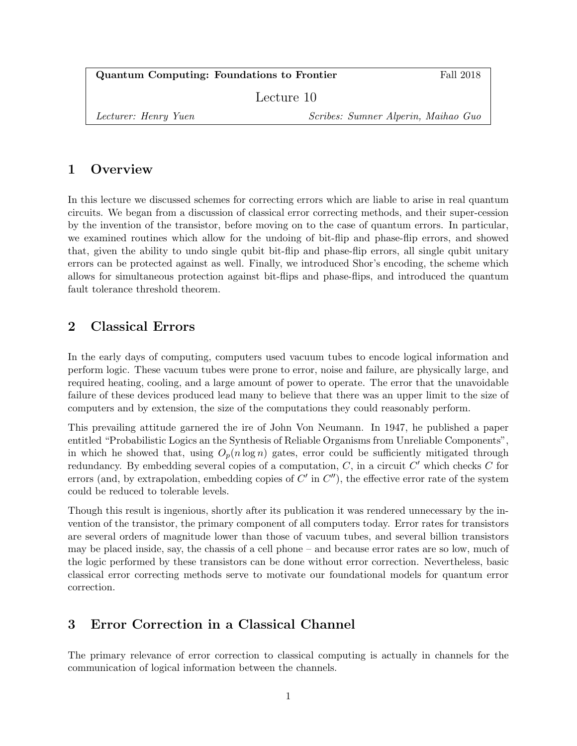**Quantum Computing: Foundations to Frontier** Fall 2018

Lecture 10

*Lecturer: Henry Yuen* *Scribes: Sumner Alperin, Maihao Guo*

## 1 Overview

In this lecture we discussed schemes for correcting errors which are liable to arise in real quantum circuits. We began from a discussion of classical error correcting methods, and their super-cession by the invention of the transistor, before moving on to the case of quantum errors. In particular, we examined routines which allow for the undoing of bit-flip and phase-flip errors, and showed that, given the ability to undo single qubit bit-flip and phase-flip errors, all single qubit unitary errors can be protected against as well. Finally, we introduced Shor's encoding, the scheme which allows for simultaneous protection against bit-flips and phase-flips, and introduced the quantum fault tolerance threshold theorem.

## 2 Classical Errors

In the early days of computing, computers used vacuum tubes to encode logical information and perform logic. These vacuum tubes were prone to error, noise and failure, are physically large, and required heating, cooling, and a large amount of power to operate. The error that the unavoidable failure of these devices produced lead many to believe that there was an upper limit to the size of computers and by extension, the size of the computations they could reasonably perform.

This prevailing attitude garnered the ire of John Von Neumann. In 1947, he published a paper entitled "Probabilistic Logics an the Synthesis of Reliable Organisms from Unreliable Components", in which he showed that, using $O_p(n \log n)$ gates, error could be sufficiently mitigated through redundancy. By embedding several copies of a computation, $C$, in a circuit $C'$ which checks $C$ for errors (and, by extrapolation, embedding copies of $C'$ in $C''$), the effective error rate of the system could be reduced to tolerable levels.

Though this result is ingenious, shortly after its publication it was rendered unnecessary by the invention of the transistor, the primary component of all computers today. Error rates for transistors are several orders of magnitude lower than those of vacuum tubes, and several billion transistors may be placed inside, say, the chassis of a cell phone – and because error rates are so low, much of the logic performed by these transistors can be done without error correction. Nevertheless, basic classical error correcting methods serve to motivate our foundational models for quantum error correction.

## 3 Error Correction in a Classical Channel

The primary relevance of error correction to classical computing is actually in channels for the communication of logical information between the channels.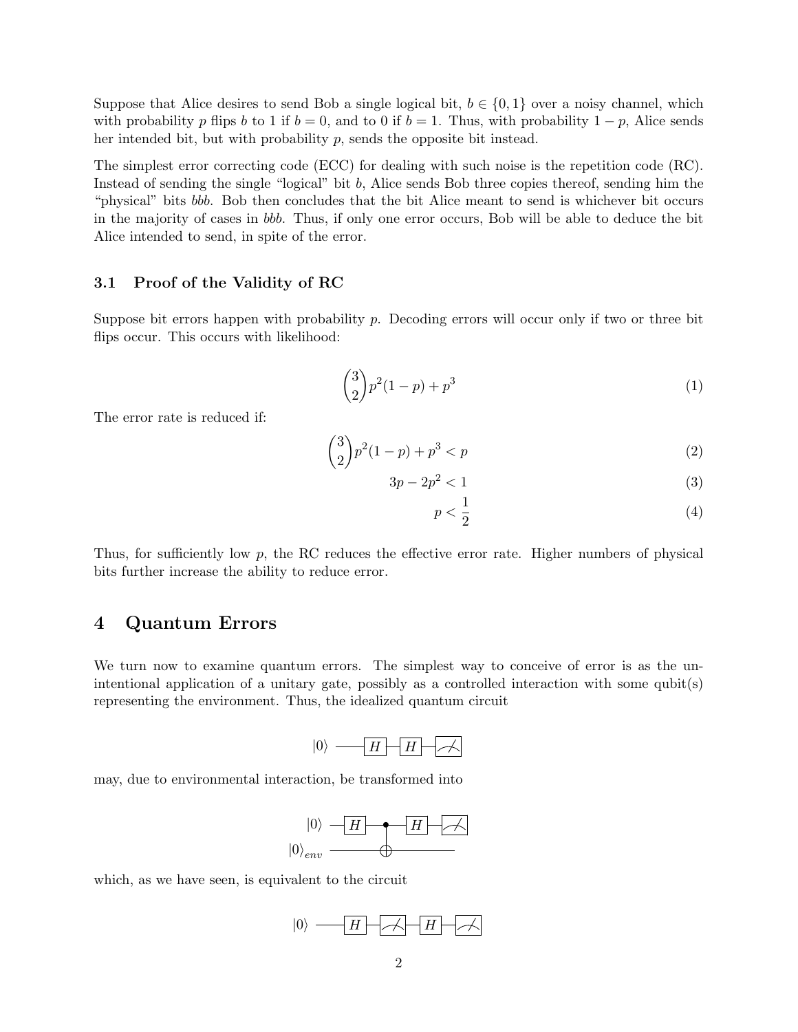Suppose that Alice desires to send Bob a single logical bit, $b \in \{0, 1\}$ over a noisy channel, which with probability $p$ flips $b$ to 1 if $b = 0$, and to 0 if $b = 1$. Thus, with probability $1 - p$, Alice sends her intended bit, but with probability $p$, sends the opposite bit instead.

The simplest error correcting code (ECC) for dealing with such noise is the repetition code (RC). Instead of sending the single "logical" bit $b$, Alice sends Bob three copies thereof, sending him the "physical" bits $bbb$. Bob then concludes that the bit Alice meant to send is whichever bit occurs in the majority of cases in $bbb$. Thus, if only one error occurs, Bob will be able to deduce the bit Alice intended to send, in spite of the error.

### 3.1 Proof of the Validity of RC

Suppose bit errors happen with probability $p$. Decoding errors will occur only if two or three bit flips occur. This occurs with likelihood:

$$\binom{3}{2} p^2(1-p) + p^3 \tag{1}$$

The error rate is reduced if:

$$\binom{3}{2} p^2(1-p) + p^3 < p \tag{2}$$

$$3p - 2p^2 < 1 \tag{3}$$

$$p < \frac{1}{2} \tag{4}$$

Thus, for sufficiently low $p$, the RC reduces the effective error rate. Higher numbers of physical bits further increase the ability to reduce error.

## 4 Quantum Errors

We turn now to examine quantum errors. The simplest way to conceive of error is as the unintentional application of a unitary gate, possibly as a controlled interaction with some qubit(s) representing the environment. Thus, the idealized quantum circuit

$$|0\rangle \; — H — H — \text{(measure)}$$

may, due to environmental interaction, be transformed into

$$\begin{array}{l} |0\rangle \; — H — \bullet — H — \text{(measure)} \\ |0\rangle_{env} \; ——— \oplus ——— \end{array}$$

which, as we have seen, is equivalent to the circuit

$$|0\rangle \; — H — \text{(measure)} — H — \text{(measure)}$$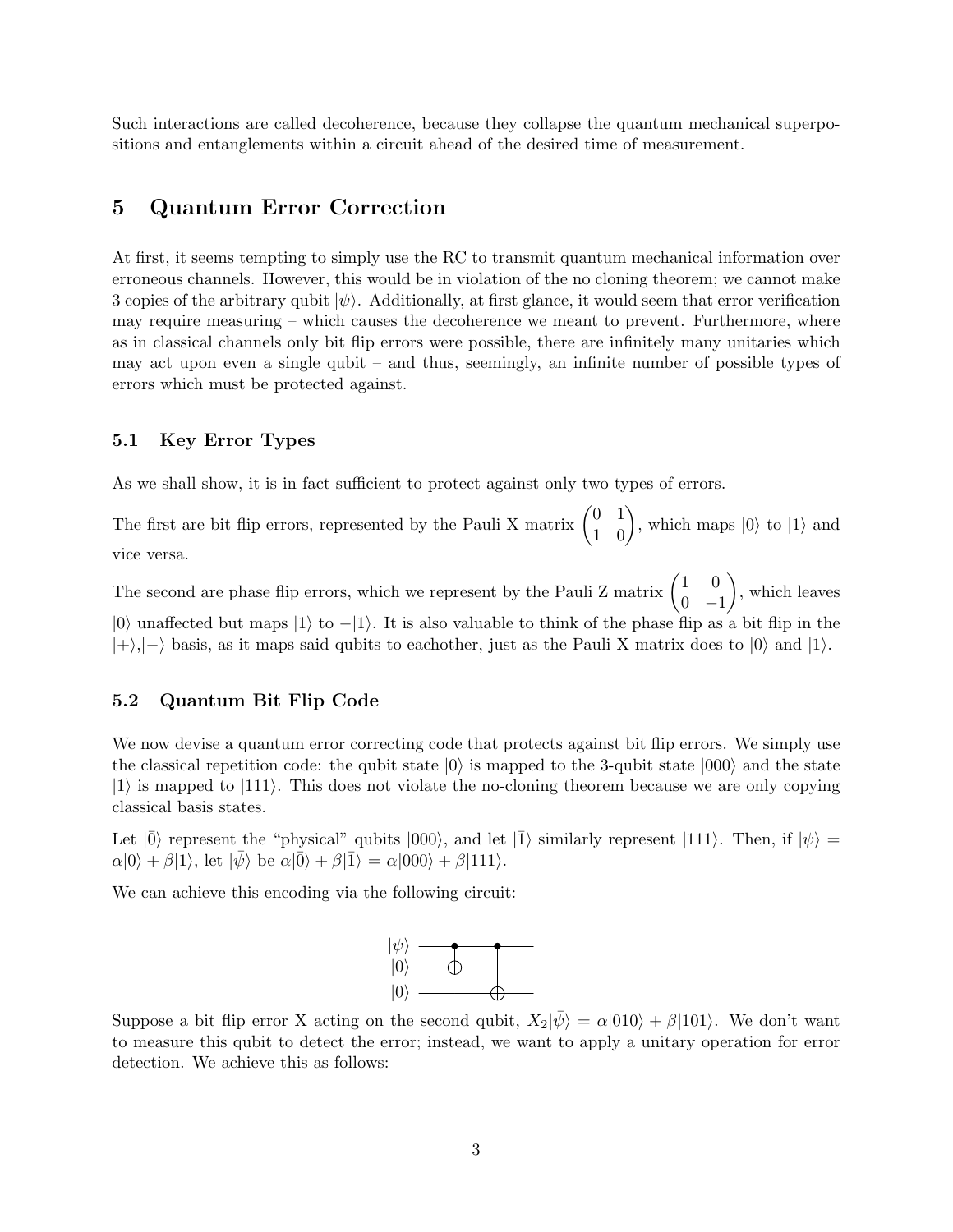Such interactions are called decoherence, because they collapse the quantum mechanical superpositions and entanglements within a circuit ahead of the desired time of measurement.

# 5 Quantum Error Correction

At first, it seems tempting to simply use the RC to transmit quantum mechanical information over erroneous channels. However, this would be in violation of the no cloning theorem; we cannot make 3 copies of the arbitrary qubit $|\psi\rangle$. Additionally, at first glance, it would seem that error verification may require measuring – which causes the decoherence we meant to prevent. Furthermore, where as in classical channels only bit flip errors were possible, there are infinitely many unitaries which may act upon even a single qubit – and thus, seemingly, an infinite number of possible types of errors which must be protected against.

## 5.1 Key Error Types

As we shall show, it is in fact sufficient to protect against only two types of errors.

The first are bit flip errors, represented by the Pauli X matrix $\begin{pmatrix} 0 & 1 \\ 1 & 0 \end{pmatrix}$, which maps $|0\rangle$ to $|1\rangle$ and vice versa.

The second are phase flip errors, which we represent by the Pauli Z matrix $\begin{pmatrix} 1 & 0 \\ 0 & -1 \end{pmatrix}$, which leaves $|0\rangle$ unaffected but maps $|1\rangle$ to $-|1\rangle$. It is also valuable to think of the phase flip as a bit flip in the $|+\rangle$,$|-\rangle$ basis, as it maps said qubits to eachother, just as the Pauli X matrix does to $|0\rangle$ and $|1\rangle$.

## 5.2 Quantum Bit Flip Code

We now devise a quantum error correcting code that protects against bit flip errors. We simply use the classical repetition code: the qubit state $|0\rangle$ is mapped to the 3-qubit state $|000\rangle$ and the state $|1\rangle$ is mapped to $|111\rangle$. This does not violate the no-cloning theorem because we are only copying classical basis states.

Let $|\bar{0}\rangle$ represent the "physical" qubits $|000\rangle$, and let $|\bar{1}\rangle$ similarly represent $|111\rangle$. Then, if $|\psi\rangle = \alpha|0\rangle + \beta|1\rangle$, let $|\bar{\psi}\rangle$ be $\alpha|\bar{0}\rangle + \beta|\bar{1}\rangle = \alpha|000\rangle + \beta|111\rangle$.

We can achieve this encoding via the following circuit:

Suppose a bit flip error X acting on the second qubit, $X_2|\bar{\psi}\rangle = \alpha|010\rangle + \beta|101\rangle$. We don't want to measure this qubit to detect the error; instead, we want to apply a unitary operation for error detection. We achieve this as follows: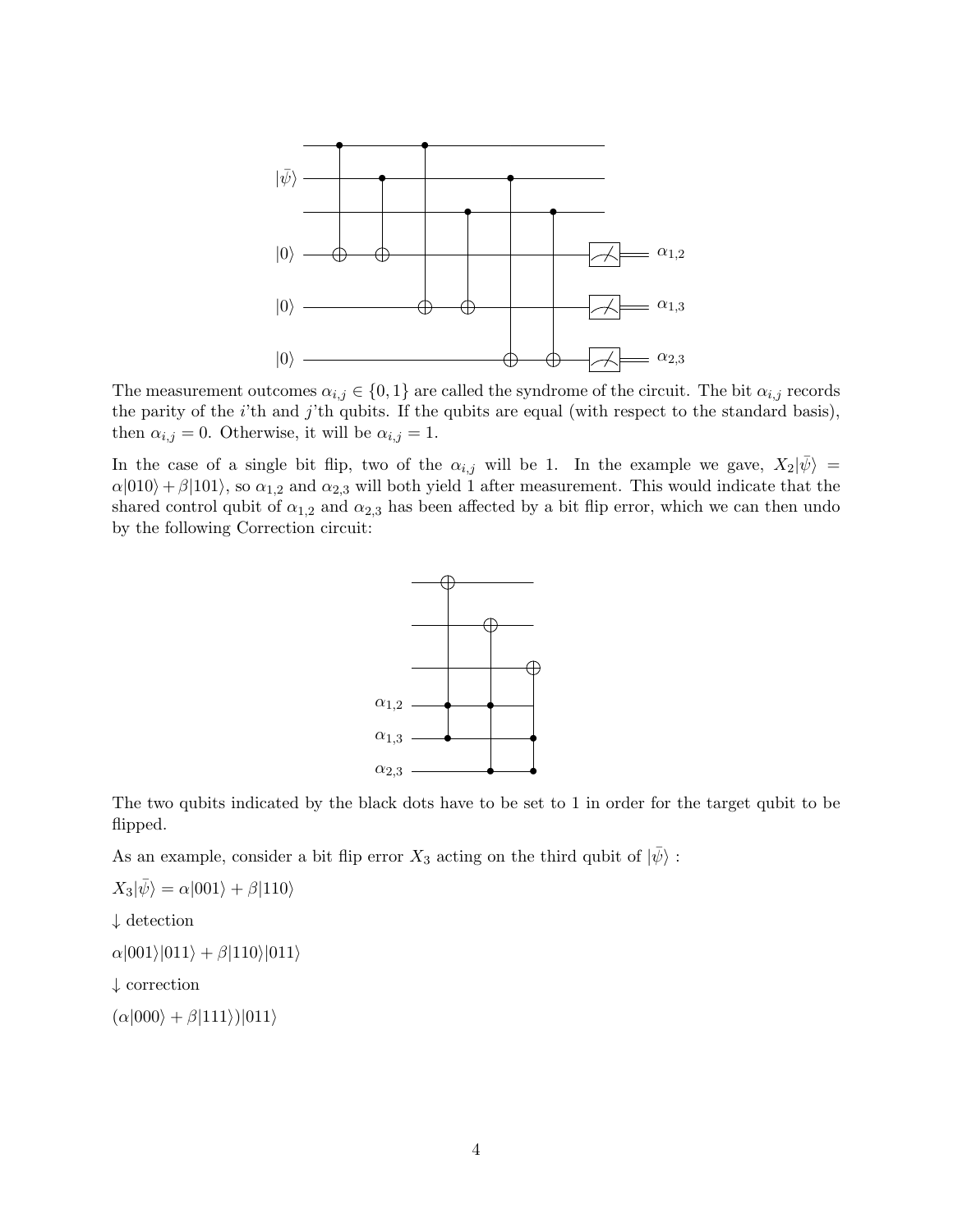The measurement outcomes $\alpha_{i,j} \in \{0, 1\}$ are called the syndrome of the circuit. The bit $\alpha_{i,j}$ records the parity of the $i$'th and $j$'th qubits. If the qubits are equal (with respect to the standard basis), then $\alpha_{i,j} = 0$. Otherwise, it will be $\alpha_{i,j} = 1$.

In the case of a single bit flip, two of the $\alpha_{i,j}$ will be 1. In the example we gave, $X_2|\bar{\psi}\rangle = \alpha|010\rangle + \beta|101\rangle$, so $\alpha_{1,2}$ and $\alpha_{2,3}$ will both yield 1 after measurement. This would indicate that the shared control qubit of $\alpha_{1,2}$ and $\alpha_{2,3}$ has been affected by a bit flip error, which we can then undo by the following Correction circuit:

The two qubits indicated by the black dots have to be set to 1 in order for the target qubit to be flipped.

As an example, consider a bit flip error $X_3$ acting on the third qubit of $|\bar{\psi}\rangle$ :

$X_3|\bar{\psi}\rangle = \alpha|001\rangle + \beta|110\rangle$

$\downarrow$ detection

$\alpha|001\rangle|011\rangle + \beta|110\rangle|011\rangle$

$\downarrow$ correction

$(\alpha|000\rangle + \beta|111\rangle)|011\rangle$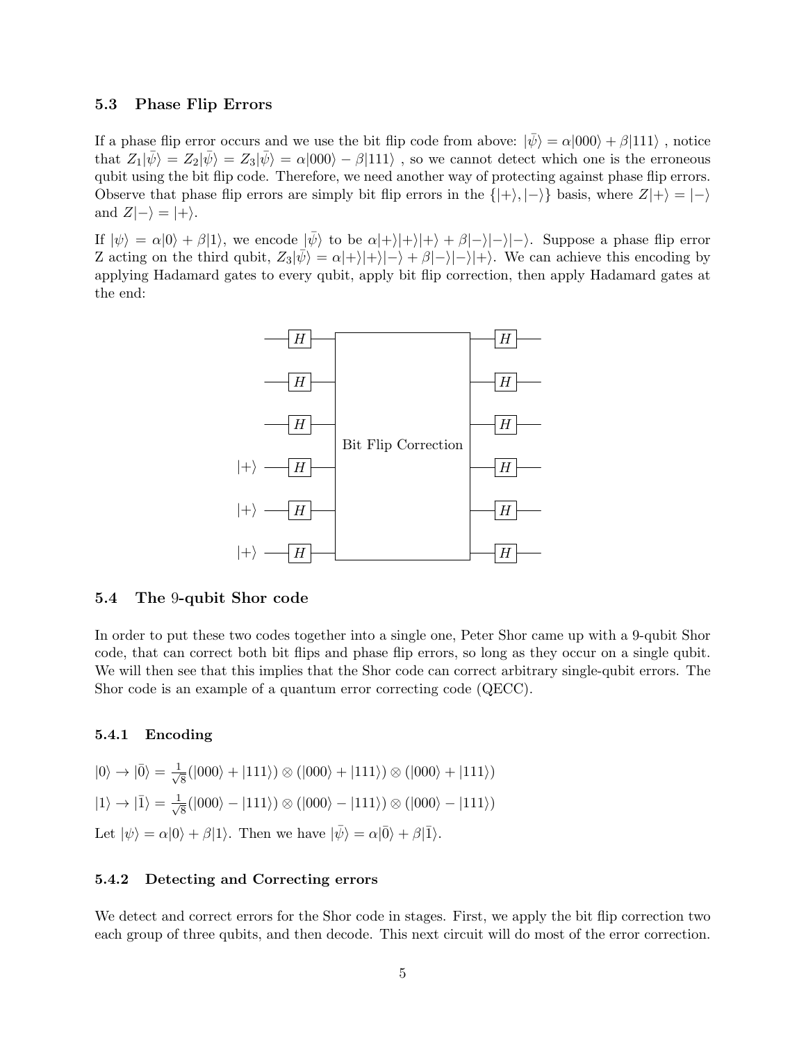### 5.3 Phase Flip Errors

If a phase flip error occurs and we use the bit flip code from above: $|\bar{\psi}\rangle = \alpha|000\rangle + \beta|111\rangle$ , notice that $Z_1|\bar{\psi}\rangle = Z_2|\bar{\psi}\rangle = Z_3|\bar{\psi}\rangle = \alpha|000\rangle - \beta|111\rangle$ , so we cannot detect which one is the erroneous qubit using the bit flip code. Therefore, we need another way of protecting against phase flip errors. Observe that phase flip errors are simply bit flip errors in the $\{|+\rangle, |-\rangle\}$ basis, where $Z|+\rangle = |-\rangle$ and $Z|-\rangle = |+\rangle$.

If $|\psi\rangle = \alpha|0\rangle + \beta|1\rangle$, we encode $|\bar{\psi}\rangle$ to be $\alpha|+\rangle|+\rangle|+\rangle + \beta|-\rangle|-\rangle|-\rangle$. Suppose a phase flip error Z acting on the third qubit, $Z_3|\bar{\psi}\rangle = \alpha|+\rangle|+\rangle|-\rangle + \beta|-\rangle|-\rangle|+\rangle$. We can achieve this encoding by applying Hadamard gates to every qubit, apply bit flip correction, then apply Hadamard gates at the end:

```
        ─[H]─┌──────────────────────┐─[H]─
        ─[H]─│                      │─[H]─
        ─[H]─│                      │─[H]─
|+⟩     ─[H]─│ Bit Flip Correction  │─[H]─
|+⟩     ─[H]─│                      │─[H]─
|+⟩     ─[H]─└──────────────────────┘─[H]─
```

### 5.4 The 9-qubit Shor code

In order to put these two codes together into a single one, Peter Shor came up with a 9-qubit Shor code, that can correct both bit flips and phase flip errors, so long as they occur on a single qubit. We will then see that this implies that the Shor code can correct arbitrary single-qubit errors. The Shor code is an example of a quantum error correcting code (QECC).

#### 5.4.1 Encoding

$|0\rangle \to |\bar{0}\rangle = \frac{1}{\sqrt{8}}(|000\rangle + |111\rangle) \otimes (|000\rangle + |111\rangle) \otimes (|000\rangle + |111\rangle)$

$|1\rangle \to |\bar{1}\rangle = \frac{1}{\sqrt{8}}(|000\rangle - |111\rangle) \otimes (|000\rangle - |111\rangle) \otimes (|000\rangle - |111\rangle)$

Let $|\psi\rangle = \alpha|0\rangle + \beta|1\rangle$. Then we have $|\bar{\psi}\rangle = \alpha|\bar{0}\rangle + \beta|\bar{1}\rangle$.

#### 5.4.2 Detecting and Correcting errors

We detect and correct errors for the Shor code in stages. First, we apply the bit flip correction two each group of three qubits, and then decode. This next circuit will do most of the error correction.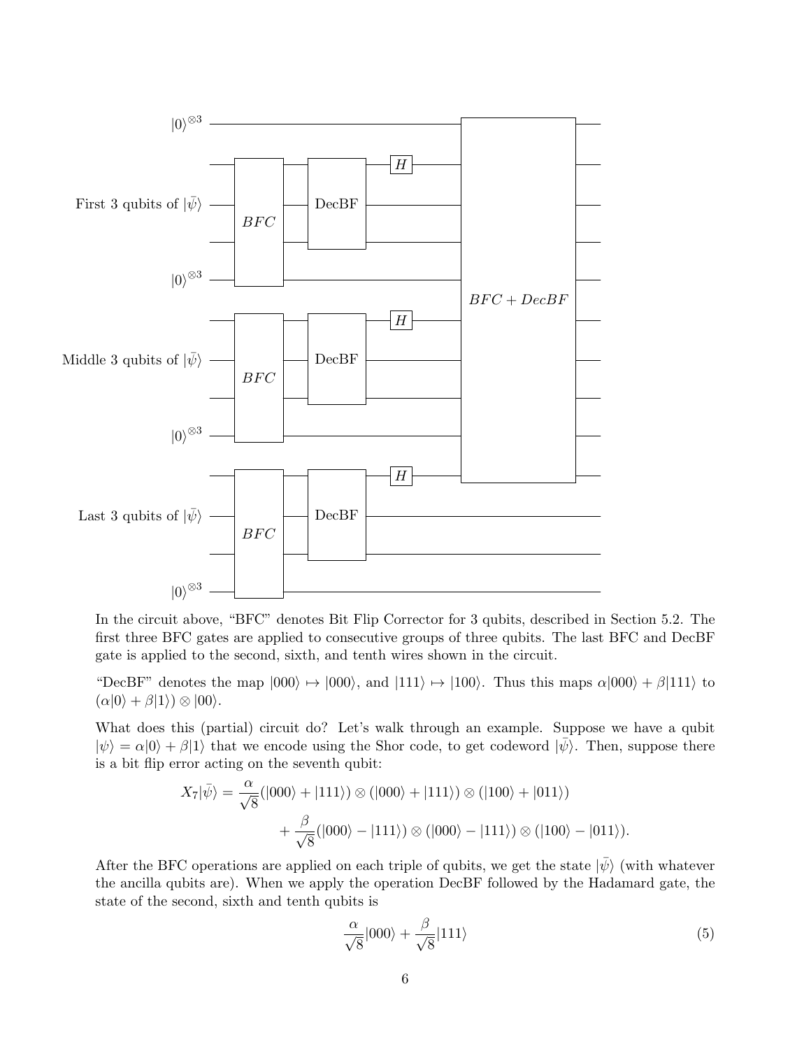In the circuit above, "BFC" denotes Bit Flip Corrector for 3 qubits, described in Section 5.2. The first three BFC gates are applied to consecutive groups of three qubits. The last BFC and DecBF gate is applied to the second, sixth, and tenth wires shown in the circuit.

"DecBF" denotes the map $|000\rangle \mapsto |000\rangle$, and $|111\rangle \mapsto |100\rangle$. Thus this maps $\alpha|000\rangle + \beta|111\rangle$ to $(\alpha|0\rangle + \beta|1\rangle) \otimes |00\rangle$.

What does this (partial) circuit do? Let's walk through an example. Suppose we have a qubit $|\psi\rangle = \alpha|0\rangle + \beta|1\rangle$ that we encode using the Shor code, to get codeword $|\bar{\psi}\rangle$. Then, suppose there is a bit flip error acting on the seventh qubit:

$$X_7|\bar{\psi}\rangle = \frac{\alpha}{\sqrt{8}}(|000\rangle + |111\rangle) \otimes (|000\rangle + |111\rangle) \otimes (|100\rangle + |011\rangle)$$
$$+ \frac{\beta}{\sqrt{8}}(|000\rangle - |111\rangle) \otimes (|000\rangle - |111\rangle) \otimes (|100\rangle - |011\rangle).$$

After the BFC operations are applied on each triple of qubits, we get the state $|\bar{\psi}\rangle$ (with whatever the ancilla qubits are). When we apply the operation DecBF followed by the Hadamard gate, the state of the second, sixth and tenth qubits is

$$\frac{\alpha}{\sqrt{8}}|000\rangle + \frac{\beta}{\sqrt{8}}|111\rangle \tag{5}$$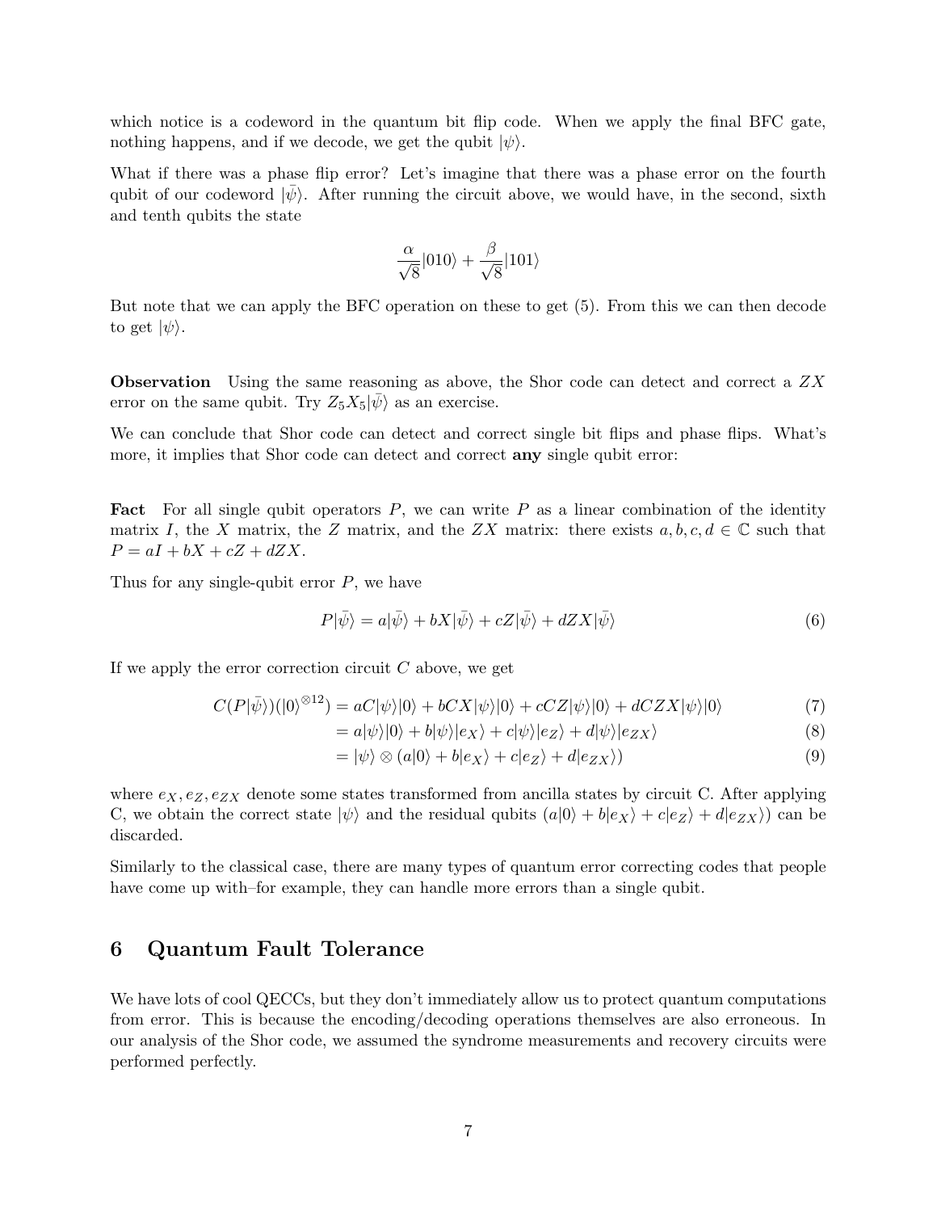which notice is a codeword in the quantum bit flip code. When we apply the final BFC gate, nothing happens, and if we decode, we get the qubit $|\psi\rangle$.

What if there was a phase flip error? Let's imagine that there was a phase error on the fourth qubit of our codeword $|\bar{\psi}\rangle$. After running the circuit above, we would have, in the second, sixth and tenth qubits the state

$$\frac{\alpha}{\sqrt{8}}|010\rangle + \frac{\beta}{\sqrt{8}}|101\rangle$$

But note that we can apply the BFC operation on these to get (5). From this we can then decode to get $|\psi\rangle$.

**Observation** Using the same reasoning as above, the Shor code can detect and correct a $ZX$ error on the same qubit. Try $Z_5 X_5 |\bar{\psi}\rangle$ as an exercise.

We can conclude that Shor code can detect and correct single bit flips and phase flips. What's more, it implies that Shor code can detect and correct **any** single qubit error:

**Fact** For all single qubit operators $P$, we can write $P$ as a linear combination of the identity matrix $I$, the $X$ matrix, the $Z$ matrix, and the $ZX$ matrix: there exists $a, b, c, d \in \mathbb{C}$ such that $P = aI + bX + cZ + dZX$.

Thus for any single-qubit error $P$, we have

$$P|\bar{\psi}\rangle = a|\bar{\psi}\rangle + bX|\bar{\psi}\rangle + cZ|\bar{\psi}\rangle + dZX|\bar{\psi}\rangle \tag{6}$$

If we apply the error correction circuit $C$ above, we get

$$\begin{aligned} C(P|\bar{\psi}\rangle)(|0\rangle^{\otimes 12}) &= aC|\psi\rangle|0\rangle + bCX|\psi\rangle|0\rangle + cCZ|\psi\rangle|0\rangle + dCZX|\psi\rangle|0\rangle &(7)\\ &= a|\psi\rangle|0\rangle + b|\psi\rangle|e_X\rangle + c|\psi\rangle|e_Z\rangle + d|\psi\rangle|e_{ZX}\rangle &(8)\\ &= |\psi\rangle \otimes (a|0\rangle + b|e_X\rangle + c|e_Z\rangle + d|e_{ZX}\rangle) &(9) \end{aligned}$$

where $e_X, e_Z, e_{ZX}$ denote some states transformed from ancilla states by circuit C. After applying C, we obtain the correct state $|\psi\rangle$ and the residual qubits $(a|0\rangle + b|e_X\rangle + c|e_Z\rangle + d|e_{ZX}\rangle)$ can be discarded.

Similarly to the classical case, there are many types of quantum error correcting codes that people have come up with–for example, they can handle more errors than a single qubit.

## 6 Quantum Fault Tolerance

We have lots of cool QECCs, but they don't immediately allow us to protect quantum computations from error. This is because the encoding/decoding operations themselves are also erroneous. In our analysis of the Shor code, we assumed the syndrome measurements and recovery circuits were performed perfectly.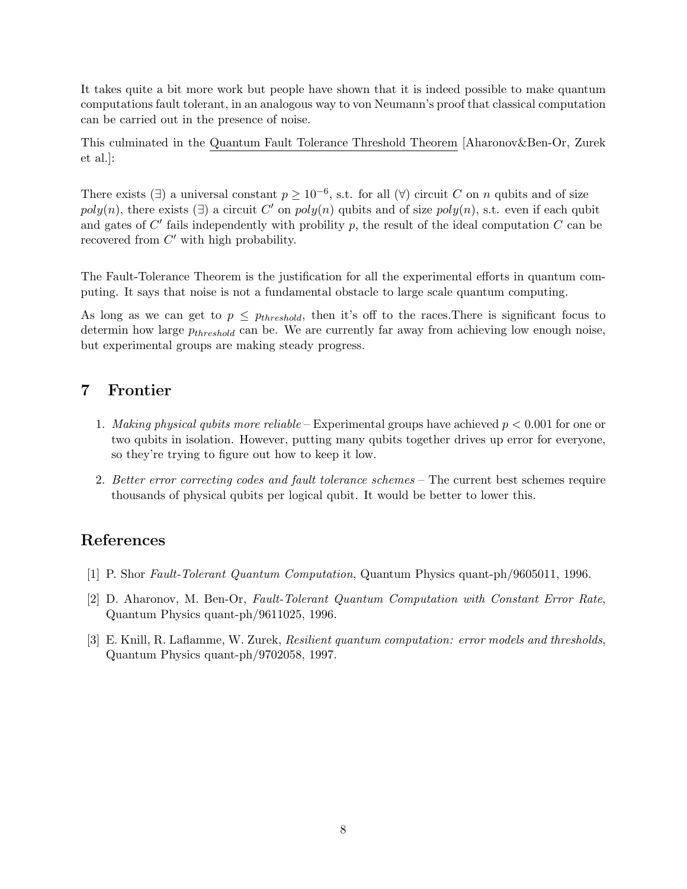It takes quite a bit more work but people have shown that it is indeed possible to make quantum computations fault tolerant, in an analogous way to von Neumann's proof that classical computation can be carried out in the presence of noise.

This culminated in the Quantum Fault Tolerance Threshold Theorem [Aharonov&Ben-Or, Zurek et al.]:

There exists ($\exists$) a universal constant $p \geq 10^{-6}$, s.t. for all ($\forall$) circuit $C$ on $n$ qubits and of size $poly(n)$, there exists ($\exists$) a circuit $C'$ on $poly(n)$ qubits and of size $poly(n)$, s.t. even if each qubit and gates of $C'$ fails independently with probility $p$, the result of the ideal computation $C$ can be recovered from $C'$ with high probability.

The Fault-Tolerance Theorem is the justification for all the experimental efforts in quantum computing. It says that noise is not a fundamental obstacle to large scale quantum computing.

As long as we can get to $p \leq p_{threshold}$, then it's off to the races.There is significant focus to determin how large $p_{threshold}$ can be. We are currently far away from achieving low enough noise, but experimental groups are making steady progress.

## 7 Frontier

1. *Making physical qubits more reliable* – Experimental groups have achieved $p < 0.001$ for one or two qubits in isolation. However, putting many qubits together drives up error for everyone, so they're trying to figure out how to keep it low.
2. *Better error correcting codes and fault tolerance schemes* – The current best schemes require thousands of physical qubits per logical qubit. It would be better to lower this.

## References

[1] P. Shor *Fault-Tolerant Quantum Computation*, Quantum Physics quant-ph/9605011, 1996.

[2] D. Aharonov, M. Ben-Or, *Fault-Tolerant Quantum Computation with Constant Error Rate*, Quantum Physics quant-ph/9611025, 1996.

[3] E. Knill, R. Laflamme, W. Zurek, *Resilient quantum computation: error models and thresholds*, Quantum Physics quant-ph/9702058, 1997.